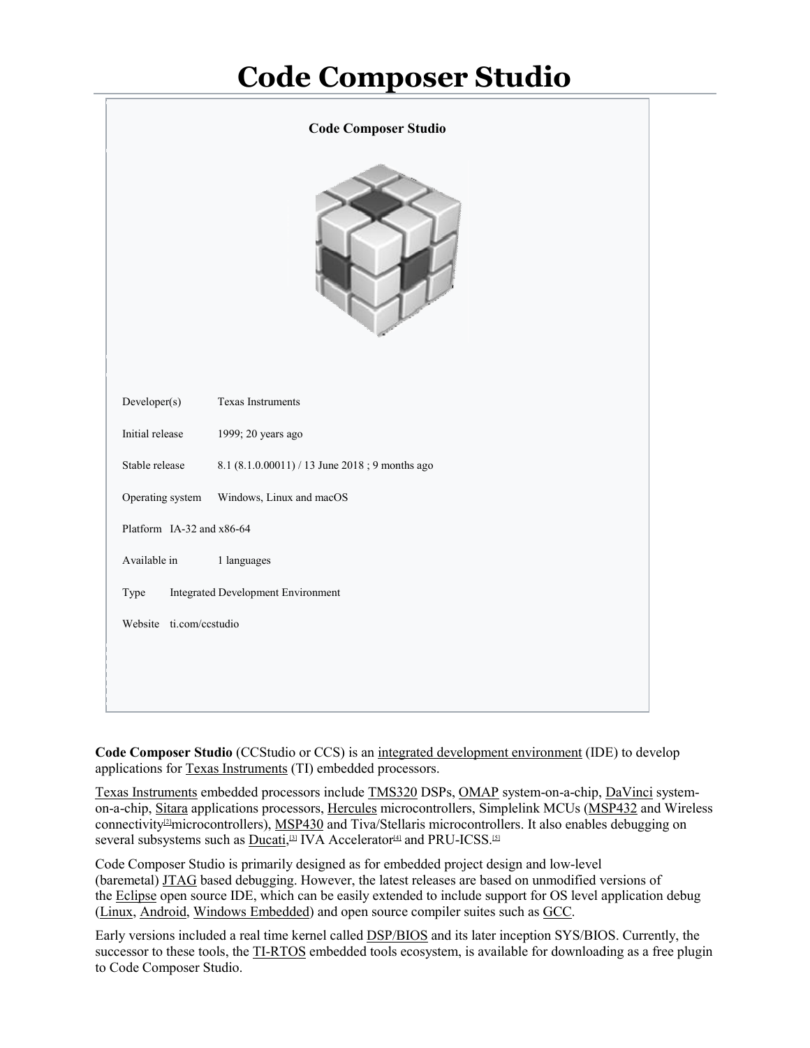# Code Composer Studio

| Code Composer Studio | |
|---|---|
| Developer(s) | Texas Instruments |
| Initial release | 1999; 20 years ago |
| Stable release | 8.1 (8.1.0.00011) / 13 June 2018 ; 9 months ago |
| Operating system | Windows, Linux and macOS |
| Platform | IA-32 and x86-64 |
| Available in | 1 languages |
| Type | Integrated Development Environment |
| Website | ti.com/ccstudio |

**Code Composer Studio** (CCStudio or CCS) is an integrated development environment (IDE) to develop applications for Texas Instruments (TI) embedded processors.

Texas Instruments embedded processors include TMS320 DSPs, OMAP system-on-a-chip, DaVinci system-on-a-chip, Sitara applications processors, Hercules microcontrollers, Simplelink MCUs (MSP432 and Wireless connectivity[2] microcontrollers), MSP430 and Tiva/Stellaris microcontrollers. It also enables debugging on several subsystems such as Ducati,[3] IVA Accelerator[4] and PRU-ICSS.[5]

Code Composer Studio is primarily designed as for embedded project design and low-level (baremetal) JTAG based debugging. However, the latest releases are based on unmodified versions of the Eclipse open source IDE, which can be easily extended to include support for OS level application debug (Linux, Android, Windows Embedded) and open source compiler suites such as GCC.

Early versions included a real time kernel called DSP/BIOS and its later inception SYS/BIOS. Currently, the successor to these tools, the TI-RTOS embedded tools ecosystem, is available for downloading as a free plugin to Code Composer Studio.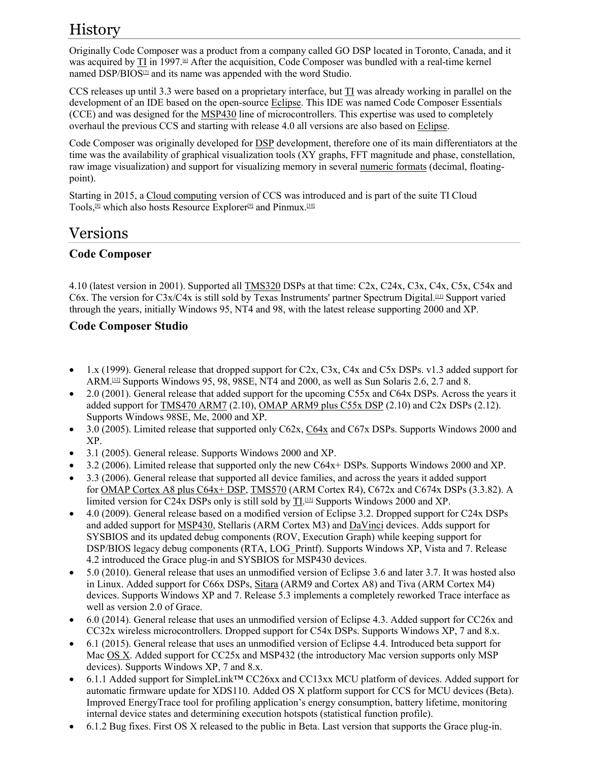# History

Originally Code Composer was a product from a company called GO DSP located in Toronto, Canada, and it was acquired by TI in 1997.[6] After the acquisition, Code Composer was bundled with a real-time kernel named DSP/BIOS[7] and its name was appended with the word Studio.

CCS releases up until 3.3 were based on a proprietary interface, but TI was already working in parallel on the development of an IDE based on the open-source Eclipse. This IDE was named Code Composer Essentials (CCE) and was designed for the MSP430 line of microcontrollers. This expertise was used to completely overhaul the previous CCS and starting with release 4.0 all versions are also based on Eclipse.

Code Composer was originally developed for DSP development, therefore one of its main differentiators at the time was the availability of graphical visualization tools (XY graphs, FFT magnitude and phase, constellation, raw image visualization) and support for visualizing memory in several numeric formats (decimal, floating-point).

Starting in 2015, a Cloud computing version of CCS was introduced and is part of the suite TI Cloud Tools,[8] which also hosts Resource Explorer[9] and Pinmux.[10]

# Versions

### Code Composer

4.10 (latest version in 2001). Supported all TMS320 DSPs at that time: C2x, C24x, C3x, C4x, C5x, C54x and C6x. The version for C3x/C4x is still sold by Texas Instruments' partner Spectrum Digital.[11] Support varied through the years, initially Windows 95, NT4 and 98, with the latest release supporting 2000 and XP.

### Code Composer Studio

- 1.x (1999). General release that dropped support for C2x, C3x, C4x and C5x DSPs. v1.3 added support for ARM.[12] Supports Windows 95, 98, 98SE, NT4 and 2000, as well as Sun Solaris 2.6, 2.7 and 8.
- 2.0 (2001). General release that added support for the upcoming C55x and C64x DSPs. Across the years it added support for TMS470 ARM7 (2.10), OMAP ARM9 plus C55x DSP (2.10) and C2x DSPs (2.12). Supports Windows 98SE, Me, 2000 and XP.
- 3.0 (2005). Limited release that supported only C62x, C64x and C67x DSPs. Supports Windows 2000 and XP.
- 3.1 (2005). General release. Supports Windows 2000 and XP.
- 3.2 (2006). Limited release that supported only the new C64x+ DSPs. Supports Windows 2000 and XP.
- 3.3 (2006). General release that supported all device families, and across the years it added support for OMAP Cortex A8 plus C64x+ DSP, TMS570 (ARM Cortex R4), C672x and C674x DSPs (3.3.82). A limited version for C24x DSPs only is still sold by TI.[13] Supports Windows 2000 and XP.
- 4.0 (2009). General release based on a modified version of Eclipse 3.2. Dropped support for C24x DSPs and added support for MSP430, Stellaris (ARM Cortex M3) and DaVinci devices. Adds support for SYSBIOS and its updated debug components (ROV, Execution Graph) while keeping support for DSP/BIOS legacy debug components (RTA, LOG_Printf). Supports Windows XP, Vista and 7. Release 4.2 introduced the Grace plug-in and SYSBIOS for MSP430 devices.
- 5.0 (2010). General release that uses an unmodified version of Eclipse 3.6 and later 3.7. It was hosted also in Linux. Added support for C66x DSPs, Sitara (ARM9 and Cortex A8) and Tiva (ARM Cortex M4) devices. Supports Windows XP and 7. Release 5.3 implements a completely reworked Trace interface as well as version 2.0 of Grace.
- 6.0 (2014). General release that uses an unmodified version of Eclipse 4.3. Added support for CC26x and CC32x wireless microcontrollers. Dropped support for C54x DSPs. Supports Windows XP, 7 and 8.x.
- 6.1 (2015). General release that uses an unmodified version of Eclipse 4.4. Introduced beta support for Mac OS X. Added support for CC25x and MSP432 (the introductory Mac version supports only MSP devices). Supports Windows XP, 7 and 8.x.
- 6.1.1 Added support for SimpleLink™ CC26xx and CC13xx MCU platform of devices. Added support for automatic firmware update for XDS110. Added OS X platform support for CCS for MCU devices (Beta). Improved EnergyTrace tool for profiling application's energy consumption, battery lifetime, monitoring internal device states and determining execution hotspots (statistical function profile).
- 6.1.2 Bug fixes. First OS X released to the public in Beta. Last version that supports the Grace plug-in.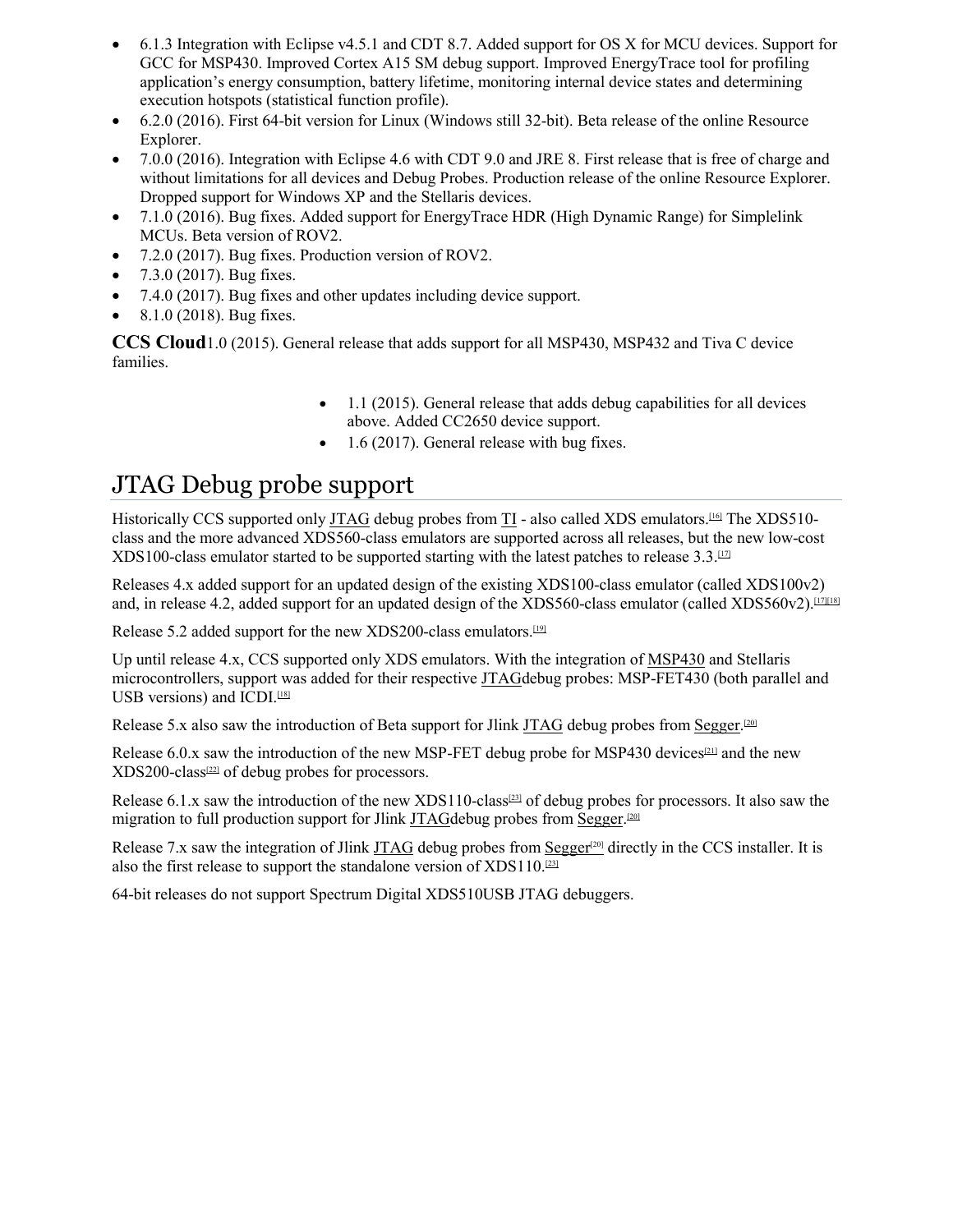- 6.1.3 Integration with Eclipse v4.5.1 and CDT 8.7. Added support for OS X for MCU devices. Support for GCC for MSP430. Improved Cortex A15 SM debug support. Improved EnergyTrace tool for profiling application's energy consumption, battery lifetime, monitoring internal device states and determining execution hotspots (statistical function profile).
- 6.2.0 (2016). First 64-bit version for Linux (Windows still 32-bit). Beta release of the online Resource Explorer.
- 7.0.0 (2016). Integration with Eclipse 4.6 with CDT 9.0 and JRE 8. First release that is free of charge and without limitations for all devices and Debug Probes. Production release of the online Resource Explorer. Dropped support for Windows XP and the Stellaris devices.
- 7.1.0 (2016). Bug fixes. Added support for EnergyTrace HDR (High Dynamic Range) for Simplelink MCUs. Beta version of ROV2.
- 7.2.0 (2017). Bug fixes. Production version of ROV2.
- 7.3.0 (2017). Bug fixes.
- 7.4.0 (2017). Bug fixes and other updates including device support.
- 8.1.0 (2018). Bug fixes.

**CCS Cloud**1.0 (2015). General release that adds support for all MSP430, MSP432 and Tiva C device families.

- 1.1 (2015). General release that adds debug capabilities for all devices above. Added CC2650 device support.
- 1.6 (2017). General release with bug fixes.

# JTAG Debug probe support

Historically CCS supported only JTAG debug probes from TI - also called XDS emulators.[16] The XDS510-class and the more advanced XDS560-class emulators are supported across all releases, but the new low-cost XDS100-class emulator started to be supported starting with the latest patches to release 3.3.[17]

Releases 4.x added support for an updated design of the existing XDS100-class emulator (called XDS100v2) and, in release 4.2, added support for an updated design of the XDS560-class emulator (called XDS560v2).[17][18]

Release 5.2 added support for the new XDS200-class emulators.[19]

Up until release 4.x, CCS supported only XDS emulators. With the integration of MSP430 and Stellaris microcontrollers, support was added for their respective JTAGdebug probes: MSP-FET430 (both parallel and USB versions) and ICDI.[18]

Release 5.x also saw the introduction of Beta support for Jlink JTAG debug probes from Segger.[20]

Release 6.0.x saw the introduction of the new MSP-FET debug probe for MSP430 devices[21] and the new XDS200-class[22] of debug probes for processors.

Release 6.1.x saw the introduction of the new XDS110-class[23] of debug probes for processors. It also saw the migration to full production support for Jlink JTAGdebug probes from Segger.[20]

Release 7.x saw the integration of Jlink JTAG debug probes from Segger[20] directly in the CCS installer. It is also the first release to support the standalone version of XDS110.[23]

64-bit releases do not support Spectrum Digital XDS510USB JTAG debuggers.